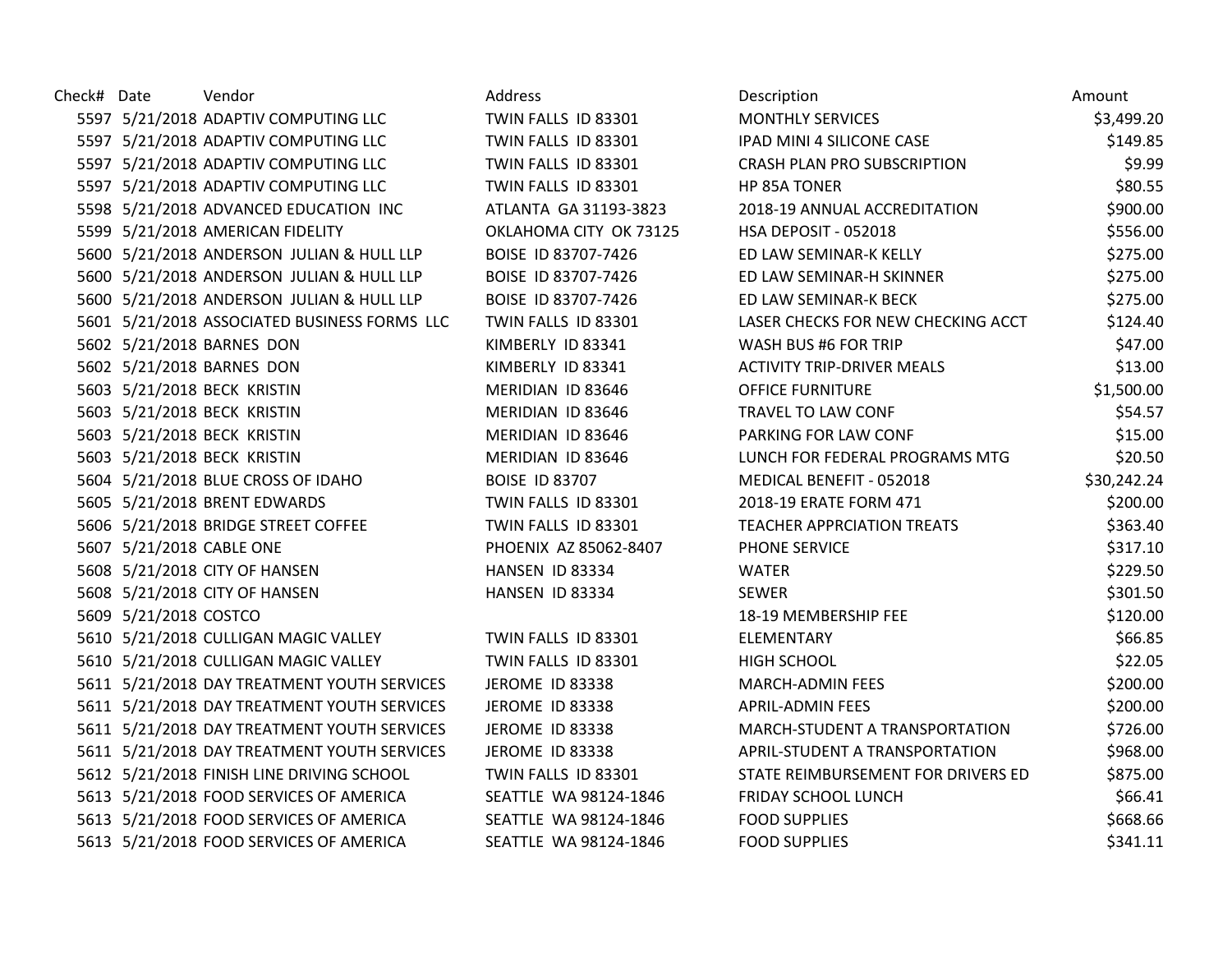| Check# | Date | Vendor | Address | Description | Amount |
|---|---|---|---|---|---|
| 5597 | 5/21/2018 | ADAPTIV COMPUTING LLC | TWIN FALLS ID 83301 | MONTHLY SERVICES | $3,499.20 |
| 5597 | 5/21/2018 | ADAPTIV COMPUTING LLC | TWIN FALLS ID 83301 | IPAD MINI 4 SILICONE CASE | $149.85 |
| 5597 | 5/21/2018 | ADAPTIV COMPUTING LLC | TWIN FALLS ID 83301 | CRASH PLAN PRO SUBSCRIPTION | $9.99 |
| 5597 | 5/21/2018 | ADAPTIV COMPUTING LLC | TWIN FALLS ID 83301 | HP 85A TONER | $80.55 |
| 5598 | 5/21/2018 | ADVANCED EDUCATION INC | ATLANTA GA 31193-3823 | 2018-19 ANNUAL ACCREDITATION | $900.00 |
| 5599 | 5/21/2018 | AMERICAN FIDELITY | OKLAHOMA CITY OK 73125 | HSA DEPOSIT - 052018 | $556.00 |
| 5600 | 5/21/2018 | ANDERSON JULIAN & HULL LLP | BOISE ID 83707-7426 | ED LAW SEMINAR-K KELLY | $275.00 |
| 5600 | 5/21/2018 | ANDERSON JULIAN & HULL LLP | BOISE ID 83707-7426 | ED LAW SEMINAR-H SKINNER | $275.00 |
| 5600 | 5/21/2018 | ANDERSON JULIAN & HULL LLP | BOISE ID 83707-7426 | ED LAW SEMINAR-K BECK | $275.00 |
| 5601 | 5/21/2018 | ASSOCIATED BUSINESS FORMS LLC | TWIN FALLS ID 83301 | LASER CHECKS FOR NEW CHECKING ACCT | $124.40 |
| 5602 | 5/21/2018 | BARNES DON | KIMBERLY ID 83341 | WASH BUS #6 FOR TRIP | $47.00 |
| 5602 | 5/21/2018 | BARNES DON | KIMBERLY ID 83341 | ACTIVITY TRIP-DRIVER MEALS | $13.00 |
| 5603 | 5/21/2018 | BECK KRISTIN | MERIDIAN ID 83646 | OFFICE FURNITURE | $1,500.00 |
| 5603 | 5/21/2018 | BECK KRISTIN | MERIDIAN ID 83646 | TRAVEL TO LAW CONF | $54.57 |
| 5603 | 5/21/2018 | BECK KRISTIN | MERIDIAN ID 83646 | PARKING FOR LAW CONF | $15.00 |
| 5603 | 5/21/2018 | BECK KRISTIN | MERIDIAN ID 83646 | LUNCH FOR FEDERAL PROGRAMS MTG | $20.50 |
| 5604 | 5/21/2018 | BLUE CROSS OF IDAHO | BOISE ID 83707 | MEDICAL BENEFIT - 052018 | $30,242.24 |
| 5605 | 5/21/2018 | BRENT EDWARDS | TWIN FALLS ID 83301 | 2018-19 ERATE FORM 471 | $200.00 |
| 5606 | 5/21/2018 | BRIDGE STREET COFFEE | TWIN FALLS ID 83301 | TEACHER APPRCIATION TREATS | $363.40 |
| 5607 | 5/21/2018 | CABLE ONE | PHOENIX AZ 85062-8407 | PHONE SERVICE | $317.10 |
| 5608 | 5/21/2018 | CITY OF HANSEN | HANSEN ID 83334 | WATER | $229.50 |
| 5608 | 5/21/2018 | CITY OF HANSEN | HANSEN ID 83334 | SEWER | $301.50 |
| 5609 | 5/21/2018 | COSTCO | | 18-19 MEMBERSHIP FEE | $120.00 |
| 5610 | 5/21/2018 | CULLIGAN MAGIC VALLEY | TWIN FALLS ID 83301 | ELEMENTARY | $66.85 |
| 5610 | 5/21/2018 | CULLIGAN MAGIC VALLEY | TWIN FALLS ID 83301 | HIGH SCHOOL | $22.05 |
| 5611 | 5/21/2018 | DAY TREATMENT YOUTH SERVICES | JEROME ID 83338 | MARCH-ADMIN FEES | $200.00 |
| 5611 | 5/21/2018 | DAY TREATMENT YOUTH SERVICES | JEROME ID 83338 | APRIL-ADMIN FEES | $200.00 |
| 5611 | 5/21/2018 | DAY TREATMENT YOUTH SERVICES | JEROME ID 83338 | MARCH-STUDENT A TRANSPORTATION | $726.00 |
| 5611 | 5/21/2018 | DAY TREATMENT YOUTH SERVICES | JEROME ID 83338 | APRIL-STUDENT A TRANSPORTATION | $968.00 |
| 5612 | 5/21/2018 | FINISH LINE DRIVING SCHOOL | TWIN FALLS ID 83301 | STATE REIMBURSEMENT FOR DRIVERS ED | $875.00 |
| 5613 | 5/21/2018 | FOOD SERVICES OF AMERICA | SEATTLE WA 98124-1846 | FRIDAY SCHOOL LUNCH | $66.41 |
| 5613 | 5/21/2018 | FOOD SERVICES OF AMERICA | SEATTLE WA 98124-1846 | FOOD SUPPLIES | $668.66 |
| 5613 | 5/21/2018 | FOOD SERVICES OF AMERICA | SEATTLE WA 98124-1846 | FOOD SUPPLIES | $341.11 |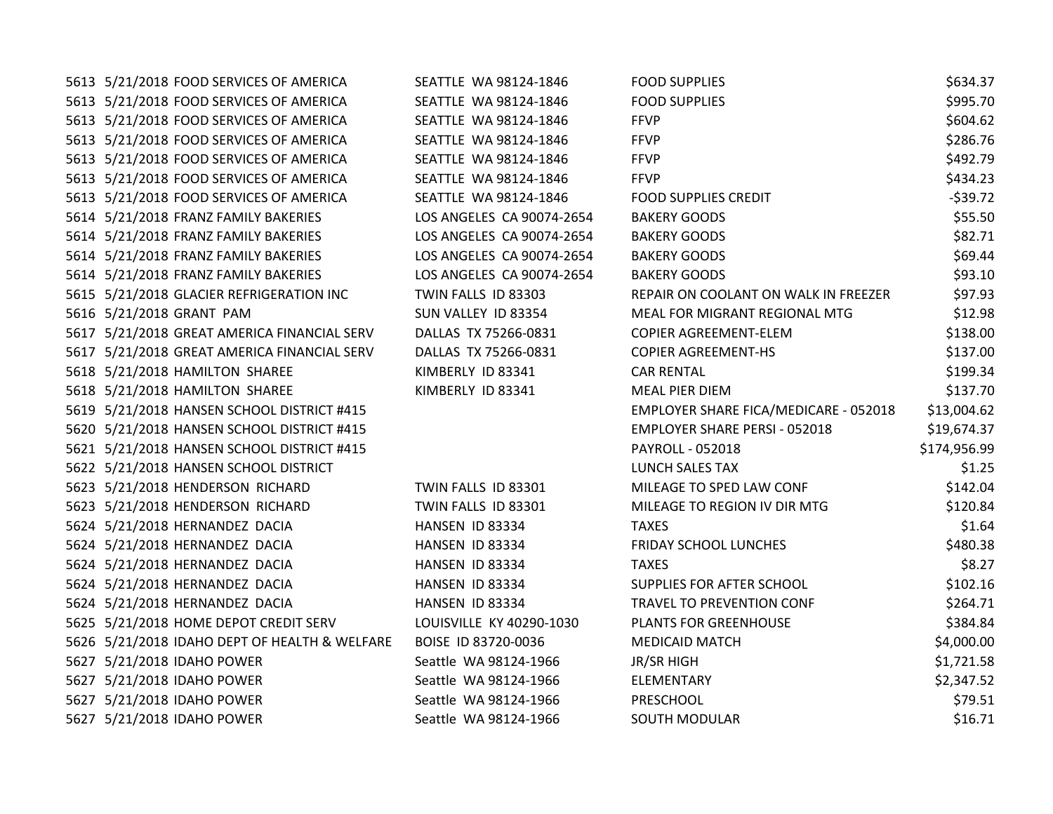| | | | | | |
|---|---|---|---|---|---|
| 5613 | 5/21/2018 | FOOD SERVICES OF AMERICA | SEATTLE WA 98124-1846 | FOOD SUPPLIES | $634.37 |
| 5613 | 5/21/2018 | FOOD SERVICES OF AMERICA | SEATTLE WA 98124-1846 | FOOD SUPPLIES | $995.70 |
| 5613 | 5/21/2018 | FOOD SERVICES OF AMERICA | SEATTLE WA 98124-1846 | FFVP | $604.62 |
| 5613 | 5/21/2018 | FOOD SERVICES OF AMERICA | SEATTLE WA 98124-1846 | FFVP | $286.76 |
| 5613 | 5/21/2018 | FOOD SERVICES OF AMERICA | SEATTLE WA 98124-1846 | FFVP | $492.79 |
| 5613 | 5/21/2018 | FOOD SERVICES OF AMERICA | SEATTLE WA 98124-1846 | FFVP | $434.23 |
| 5613 | 5/21/2018 | FOOD SERVICES OF AMERICA | SEATTLE WA 98124-1846 | FOOD SUPPLIES CREDIT | -$39.72 |
| 5614 | 5/21/2018 | FRANZ FAMILY BAKERIES | LOS ANGELES CA 90074-2654 | BAKERY GOODS | $55.50 |
| 5614 | 5/21/2018 | FRANZ FAMILY BAKERIES | LOS ANGELES CA 90074-2654 | BAKERY GOODS | $82.71 |
| 5614 | 5/21/2018 | FRANZ FAMILY BAKERIES | LOS ANGELES CA 90074-2654 | BAKERY GOODS | $69.44 |
| 5614 | 5/21/2018 | FRANZ FAMILY BAKERIES | LOS ANGELES CA 90074-2654 | BAKERY GOODS | $93.10 |
| 5615 | 5/21/2018 | GLACIER REFRIGERATION INC | TWIN FALLS ID 83303 | REPAIR ON COOLANT ON WALK IN FREEZER | $97.93 |
| 5616 | 5/21/2018 | GRANT PAM | SUN VALLEY ID 83354 | MEAL FOR MIGRANT REGIONAL MTG | $12.98 |
| 5617 | 5/21/2018 | GREAT AMERICA FINANCIAL SERV | DALLAS TX 75266-0831 | COPIER AGREEMENT-ELEM | $138.00 |
| 5617 | 5/21/2018 | GREAT AMERICA FINANCIAL SERV | DALLAS TX 75266-0831 | COPIER AGREEMENT-HS | $137.00 |
| 5618 | 5/21/2018 | HAMILTON SHAREE | KIMBERLY ID 83341 | CAR RENTAL | $199.34 |
| 5618 | 5/21/2018 | HAMILTON SHAREE | KIMBERLY ID 83341 | MEAL PIER DIEM | $137.70 |
| 5619 | 5/21/2018 | HANSEN SCHOOL DISTRICT #415 | | EMPLOYER SHARE FICA/MEDICARE - 052018 | $13,004.62 |
| 5620 | 5/21/2018 | HANSEN SCHOOL DISTRICT #415 | | EMPLOYER SHARE PERSI - 052018 | $19,674.37 |
| 5621 | 5/21/2018 | HANSEN SCHOOL DISTRICT #415 | | PAYROLL - 052018 | $174,956.99 |
| 5622 | 5/21/2018 | HANSEN SCHOOL DISTRICT | | LUNCH SALES TAX | $1.25 |
| 5623 | 5/21/2018 | HENDERSON RICHARD | TWIN FALLS ID 83301 | MILEAGE TO SPED LAW CONF | $142.04 |
| 5623 | 5/21/2018 | HENDERSON RICHARD | TWIN FALLS ID 83301 | MILEAGE TO REGION IV DIR MTG | $120.84 |
| 5624 | 5/21/2018 | HERNANDEZ DACIA | HANSEN ID 83334 | TAXES | $1.64 |
| 5624 | 5/21/2018 | HERNANDEZ DACIA | HANSEN ID 83334 | FRIDAY SCHOOL LUNCHES | $480.38 |
| 5624 | 5/21/2018 | HERNANDEZ DACIA | HANSEN ID 83334 | TAXES | $8.27 |
| 5624 | 5/21/2018 | HERNANDEZ DACIA | HANSEN ID 83334 | SUPPLIES FOR AFTER SCHOOL | $102.16 |
| 5624 | 5/21/2018 | HERNANDEZ DACIA | HANSEN ID 83334 | TRAVEL TO PREVENTION CONF | $264.71 |
| 5625 | 5/21/2018 | HOME DEPOT CREDIT SERV | LOUISVILLE KY 40290-1030 | PLANTS FOR GREENHOUSE | $384.84 |
| 5626 | 5/21/2018 | IDAHO DEPT OF HEALTH & WELFARE | BOISE ID 83720-0036 | MEDICAID MATCH | $4,000.00 |
| 5627 | 5/21/2018 | IDAHO POWER | Seattle WA 98124-1966 | JR/SR HIGH | $1,721.58 |
| 5627 | 5/21/2018 | IDAHO POWER | Seattle WA 98124-1966 | ELEMENTARY | $2,347.52 |
| 5627 | 5/21/2018 | IDAHO POWER | Seattle WA 98124-1966 | PRESCHOOL | $79.51 |
| 5627 | 5/21/2018 | IDAHO POWER | Seattle WA 98124-1966 | SOUTH MODULAR | $16.71 |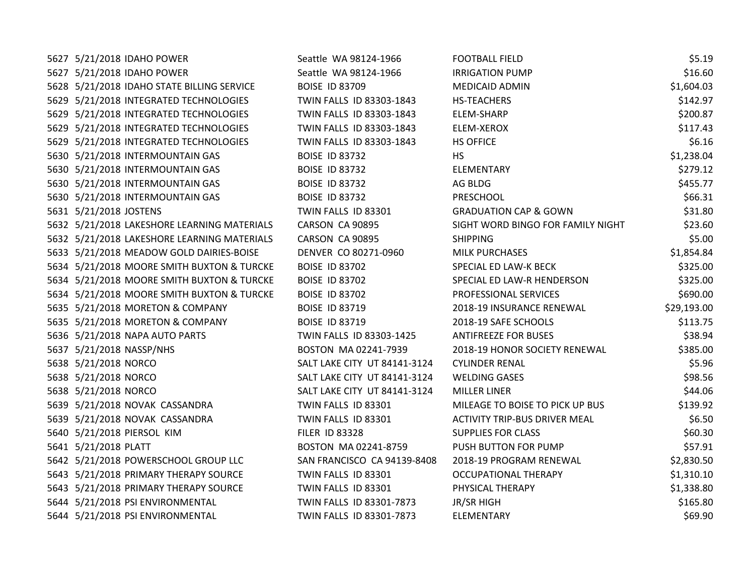| | | | | | |
|---|---|---|---|---|---|
| 5627 | 5/21/2018 | IDAHO POWER | Seattle WA 98124-1966 | FOOTBALL FIELD | $5.19 |
| 5627 | 5/21/2018 | IDAHO POWER | Seattle WA 98124-1966 | IRRIGATION PUMP | $16.60 |
| 5628 | 5/21/2018 | IDAHO STATE BILLING SERVICE | BOISE ID 83709 | MEDICAID ADMIN | $1,604.03 |
| 5629 | 5/21/2018 | INTEGRATED TECHNOLOGIES | TWIN FALLS ID 83303-1843 | HS-TEACHERS | $142.97 |
| 5629 | 5/21/2018 | INTEGRATED TECHNOLOGIES | TWIN FALLS ID 83303-1843 | ELEM-SHARP | $200.87 |
| 5629 | 5/21/2018 | INTEGRATED TECHNOLOGIES | TWIN FALLS ID 83303-1843 | ELEM-XEROX | $117.43 |
| 5629 | 5/21/2018 | INTEGRATED TECHNOLOGIES | TWIN FALLS ID 83303-1843 | HS OFFICE | $6.16 |
| 5630 | 5/21/2018 | INTERMOUNTAIN GAS | BOISE ID 83732 | HS | $1,238.04 |
| 5630 | 5/21/2018 | INTERMOUNTAIN GAS | BOISE ID 83732 | ELEMENTARY | $279.12 |
| 5630 | 5/21/2018 | INTERMOUNTAIN GAS | BOISE ID 83732 | AG BLDG | $455.77 |
| 5630 | 5/21/2018 | INTERMOUNTAIN GAS | BOISE ID 83732 | PRESCHOOL | $66.31 |
| 5631 | 5/21/2018 | JOSTENS | TWIN FALLS ID 83301 | GRADUATION CAP & GOWN | $31.80 |
| 5632 | 5/21/2018 | LAKESHORE LEARNING MATERIALS | CARSON CA 90895 | SIGHT WORD BINGO FOR FAMILY NIGHT | $23.60 |
| 5632 | 5/21/2018 | LAKESHORE LEARNING MATERIALS | CARSON CA 90895 | SHIPPING | $5.00 |
| 5633 | 5/21/2018 | MEADOW GOLD DAIRIES-BOISE | DENVER CO 80271-0960 | MILK PURCHASES | $1,854.84 |
| 5634 | 5/21/2018 | MOORE SMITH BUXTON & TURCKE | BOISE ID 83702 | SPECIAL ED LAW-K BECK | $325.00 |
| 5634 | 5/21/2018 | MOORE SMITH BUXTON & TURCKE | BOISE ID 83702 | SPECIAL ED LAW-R HENDERSON | $325.00 |
| 5634 | 5/21/2018 | MOORE SMITH BUXTON & TURCKE | BOISE ID 83702 | PROFESSIONAL SERVICES | $690.00 |
| 5635 | 5/21/2018 | MORETON & COMPANY | BOISE ID 83719 | 2018-19 INSURANCE RENEWAL | $29,193.00 |
| 5635 | 5/21/2018 | MORETON & COMPANY | BOISE ID 83719 | 2018-19 SAFE SCHOOLS | $113.75 |
| 5636 | 5/21/2018 | NAPA AUTO PARTS | TWIN FALLS ID 83303-1425 | ANTIFREEZE FOR BUSES | $38.94 |
| 5637 | 5/21/2018 | NASSP/NHS | BOSTON MA 02241-7939 | 2018-19 HONOR SOCIETY RENEWAL | $385.00 |
| 5638 | 5/21/2018 | NORCO | SALT LAKE CITY UT 84141-3124 | CYLINDER RENAL | $5.96 |
| 5638 | 5/21/2018 | NORCO | SALT LAKE CITY UT 84141-3124 | WELDING GASES | $98.56 |
| 5638 | 5/21/2018 | NORCO | SALT LAKE CITY UT 84141-3124 | MILLER LINER | $44.06 |
| 5639 | 5/21/2018 | NOVAK CASSANDRA | TWIN FALLS ID 83301 | MILEAGE TO BOISE TO PICK UP BUS | $139.92 |
| 5639 | 5/21/2018 | NOVAK CASSANDRA | TWIN FALLS ID 83301 | ACTIVITY TRIP-BUS DRIVER MEAL | $6.50 |
| 5640 | 5/21/2018 | PIERSOL KIM | FILER ID 83328 | SUPPLIES FOR CLASS | $60.30 |
| 5641 | 5/21/2018 | PLATT | BOSTON MA 02241-8759 | PUSH BUTTON FOR PUMP | $57.91 |
| 5642 | 5/21/2018 | POWERSCHOOL GROUP LLC | SAN FRANCISCO CA 94139-8408 | 2018-19 PROGRAM RENEWAL | $2,830.50 |
| 5643 | 5/21/2018 | PRIMARY THERAPY SOURCE | TWIN FALLS ID 83301 | OCCUPATIONAL THERAPY | $1,310.10 |
| 5643 | 5/21/2018 | PRIMARY THERAPY SOURCE | TWIN FALLS ID 83301 | PHYSICAL THERAPY | $1,338.80 |
| 5644 | 5/21/2018 | PSI ENVIRONMENTAL | TWIN FALLS ID 83301-7873 | JR/SR HIGH | $165.80 |
| 5644 | 5/21/2018 | PSI ENVIRONMENTAL | TWIN FALLS ID 83301-7873 | ELEMENTARY | $69.90 |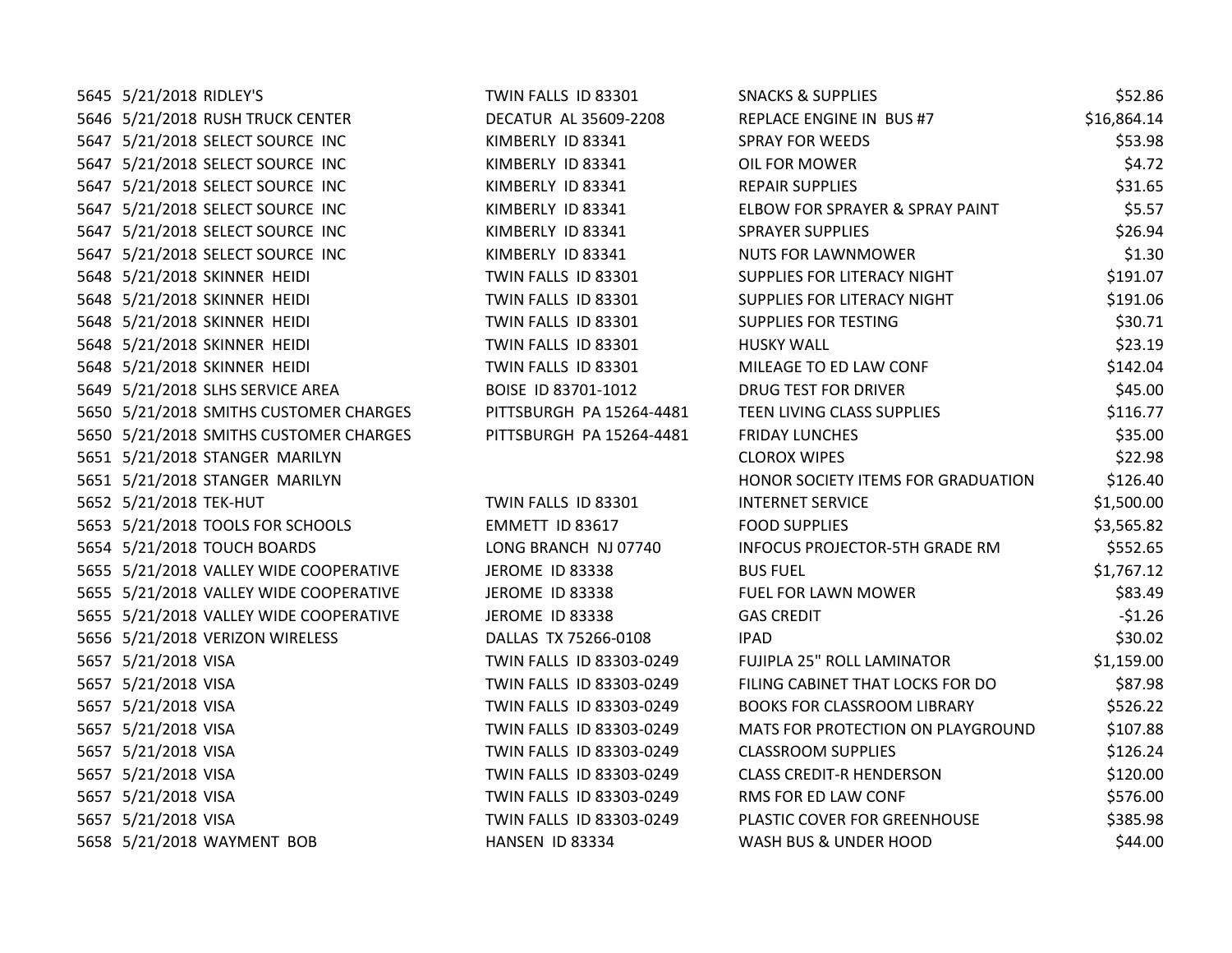| | | | | | |
|---|---|---|---|---|---|
| 5645 | 5/21/2018 | RIDLEY'S | TWIN FALLS ID 83301 | SNACKS & SUPPLIES | $52.86 |
| 5646 | 5/21/2018 | RUSH TRUCK CENTER | DECATUR AL 35609-2208 | REPLACE ENGINE IN BUS #7 | $16,864.14 |
| 5647 | 5/21/2018 | SELECT SOURCE INC | KIMBERLY ID 83341 | SPRAY FOR WEEDS | $53.98 |
| 5647 | 5/21/2018 | SELECT SOURCE INC | KIMBERLY ID 83341 | OIL FOR MOWER | $4.72 |
| 5647 | 5/21/2018 | SELECT SOURCE INC | KIMBERLY ID 83341 | REPAIR SUPPLIES | $31.65 |
| 5647 | 5/21/2018 | SELECT SOURCE INC | KIMBERLY ID 83341 | ELBOW FOR SPRAYER & SPRAY PAINT | $5.57 |
| 5647 | 5/21/2018 | SELECT SOURCE INC | KIMBERLY ID 83341 | SPRAYER SUPPLIES | $26.94 |
| 5647 | 5/21/2018 | SELECT SOURCE INC | KIMBERLY ID 83341 | NUTS FOR LAWNMOWER | $1.30 |
| 5648 | 5/21/2018 | SKINNER HEIDI | TWIN FALLS ID 83301 | SUPPLIES FOR LITERACY NIGHT | $191.07 |
| 5648 | 5/21/2018 | SKINNER HEIDI | TWIN FALLS ID 83301 | SUPPLIES FOR LITERACY NIGHT | $191.06 |
| 5648 | 5/21/2018 | SKINNER HEIDI | TWIN FALLS ID 83301 | SUPPLIES FOR TESTING | $30.71 |
| 5648 | 5/21/2018 | SKINNER HEIDI | TWIN FALLS ID 83301 | HUSKY WALL | $23.19 |
| 5648 | 5/21/2018 | SKINNER HEIDI | TWIN FALLS ID 83301 | MILEAGE TO ED LAW CONF | $142.04 |
| 5649 | 5/21/2018 | SLHS SERVICE AREA | BOISE ID 83701-1012 | DRUG TEST FOR DRIVER | $45.00 |
| 5650 | 5/21/2018 | SMITHS CUSTOMER CHARGES | PITTSBURGH PA 15264-4481 | TEEN LIVING CLASS SUPPLIES | $116.77 |
| 5650 | 5/21/2018 | SMITHS CUSTOMER CHARGES | PITTSBURGH PA 15264-4481 | FRIDAY LUNCHES | $35.00 |
| 5651 | 5/21/2018 | STANGER MARILYN | | CLOROX WIPES | $22.98 |
| 5651 | 5/21/2018 | STANGER MARILYN | | HONOR SOCIETY ITEMS FOR GRADUATION | $126.40 |
| 5652 | 5/21/2018 | TEK-HUT | TWIN FALLS ID 83301 | INTERNET SERVICE | $1,500.00 |
| 5653 | 5/21/2018 | TOOLS FOR SCHOOLS | EMMETT ID 83617 | FOOD SUPPLIES | $3,565.82 |
| 5654 | 5/21/2018 | TOUCH BOARDS | LONG BRANCH NJ 07740 | INFOCUS PROJECTOR-5TH GRADE RM | $552.65 |
| 5655 | 5/21/2018 | VALLEY WIDE COOPERATIVE | JEROME ID 83338 | BUS FUEL | $1,767.12 |
| 5655 | 5/21/2018 | VALLEY WIDE COOPERATIVE | JEROME ID 83338 | FUEL FOR LAWN MOWER | $83.49 |
| 5655 | 5/21/2018 | VALLEY WIDE COOPERATIVE | JEROME ID 83338 | GAS CREDIT | -$1.26 |
| 5656 | 5/21/2018 | VERIZON WIRELESS | DALLAS TX 75266-0108 | IPAD | $30.02 |
| 5657 | 5/21/2018 | VISA | TWIN FALLS ID 83303-0249 | FUJIPLA 25" ROLL LAMINATOR | $1,159.00 |
| 5657 | 5/21/2018 | VISA | TWIN FALLS ID 83303-0249 | FILING CABINET THAT LOCKS FOR DO | $87.98 |
| 5657 | 5/21/2018 | VISA | TWIN FALLS ID 83303-0249 | BOOKS FOR CLASSROOM LIBRARY | $526.22 |
| 5657 | 5/21/2018 | VISA | TWIN FALLS ID 83303-0249 | MATS FOR PROTECTION ON PLAYGROUND | $107.88 |
| 5657 | 5/21/2018 | VISA | TWIN FALLS ID 83303-0249 | CLASSROOM SUPPLIES | $126.24 |
| 5657 | 5/21/2018 | VISA | TWIN FALLS ID 83303-0249 | CLASS CREDIT-R HENDERSON | $120.00 |
| 5657 | 5/21/2018 | VISA | TWIN FALLS ID 83303-0249 | RMS FOR ED LAW CONF | $576.00 |
| 5657 | 5/21/2018 | VISA | TWIN FALLS ID 83303-0249 | PLASTIC COVER FOR GREENHOUSE | $385.98 |
| 5658 | 5/21/2018 | WAYMENT BOB | HANSEN ID 83334 | WASH BUS & UNDER HOOD | $44.00 |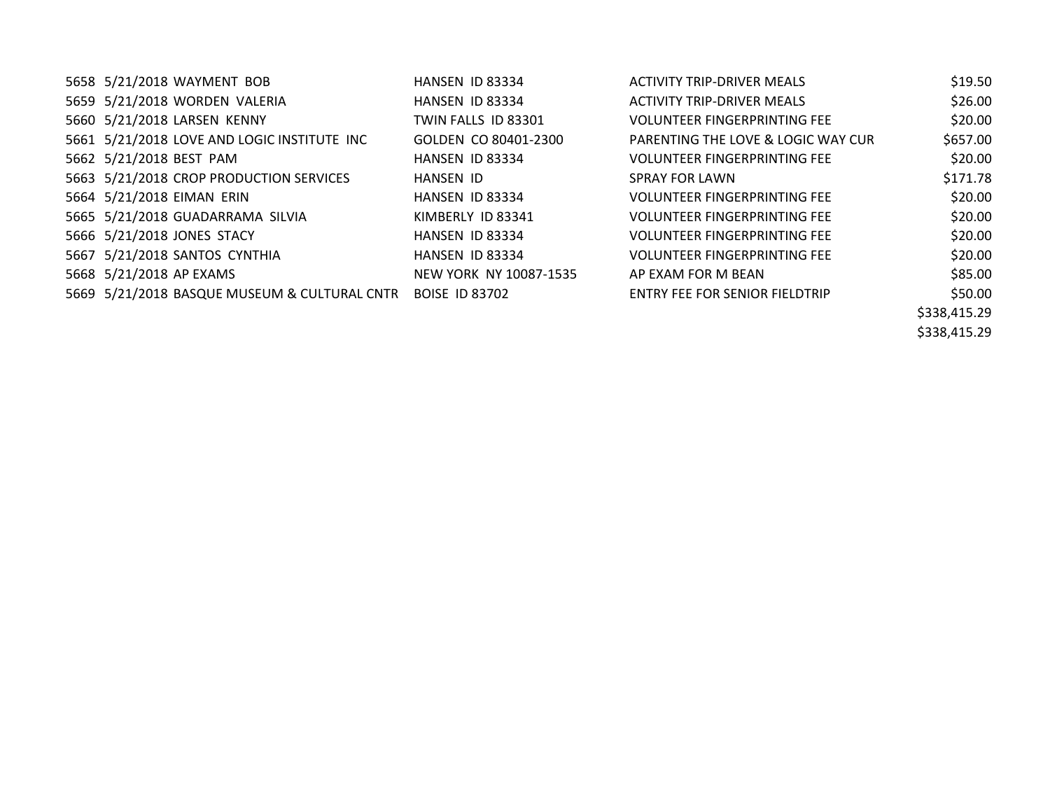| | | | | | |
|---|---|---|---|---|---|
| 5658 | 5/21/2018 | WAYMENT BOB | HANSEN ID 83334 | ACTIVITY TRIP-DRIVER MEALS | $19.50 |
| 5659 | 5/21/2018 | WORDEN VALERIA | HANSEN ID 83334 | ACTIVITY TRIP-DRIVER MEALS | $26.00 |
| 5660 | 5/21/2018 | LARSEN KENNY | TWIN FALLS ID 83301 | VOLUNTEER FINGERPRINTING FEE | $20.00 |
| 5661 | 5/21/2018 | LOVE AND LOGIC INSTITUTE INC | GOLDEN CO 80401-2300 | PARENTING THE LOVE & LOGIC WAY CUR | $657.00 |
| 5662 | 5/21/2018 | BEST PAM | HANSEN ID 83334 | VOLUNTEER FINGERPRINTING FEE | $20.00 |
| 5663 | 5/21/2018 | CROP PRODUCTION SERVICES | HANSEN ID | SPRAY FOR LAWN | $171.78 |
| 5664 | 5/21/2018 | EIMAN ERIN | HANSEN ID 83334 | VOLUNTEER FINGERPRINTING FEE | $20.00 |
| 5665 | 5/21/2018 | GUADARRAMA SILVIA | KIMBERLY ID 83341 | VOLUNTEER FINGERPRINTING FEE | $20.00 |
| 5666 | 5/21/2018 | JONES STACY | HANSEN ID 83334 | VOLUNTEER FINGERPRINTING FEE | $20.00 |
| 5667 | 5/21/2018 | SANTOS CYNTHIA | HANSEN ID 83334 | VOLUNTEER FINGERPRINTING FEE | $20.00 |
| 5668 | 5/21/2018 | AP EXAMS | NEW YORK NY 10087-1535 | AP EXAM FOR M BEAN | $85.00 |
| 5669 | 5/21/2018 | BASQUE MUSEUM & CULTURAL CNTR | BOISE ID 83702 | ENTRY FEE FOR SENIOR FIELDTRIP | $50.00 |
| | | | | | $338,415.29 |
| | | | | | $338,415.29 |